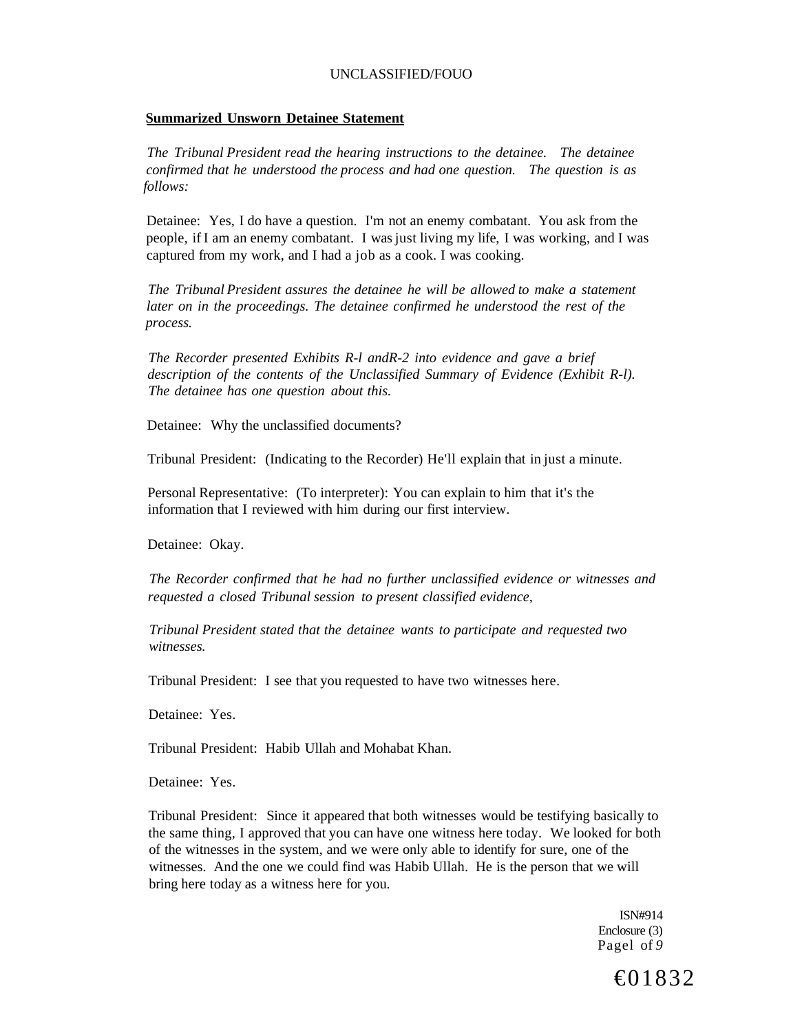**Summarized Unsworn Detainee Statement**

*The Tribunal President read the hearing instructions to the detainee. The detainee confirmed that he understood the process and had one question. The question is as follows:*

Detainee: Yes, I do have a question. I'm not an enemy combatant. You ask from the people, if I am an enemy combatant. I was just living my life, I was working, and I was captured from my work, and I had a job as a cook. I was cooking.

*The Tribunal President assures the detainee he will be allowed to make a statement later on in the proceedings. The detainee confirmed he understood the rest of the process.*

*The Recorder presented Exhibits R-l andR-2 into evidence and gave a brief description of the contents of the Unclassified Summary of Evidence (Exhibit R-l). The detainee has one question about this.*

Detainee: Why the unclassified documents?

Tribunal President: (Indicating to the Recorder) He'll explain that in just a minute.

Personal Representative: (To interpreter): You can explain to him that it's the information that I reviewed with him during our first interview.

Detainee: Okay.

*The Recorder confirmed that he had no further unclassified evidence or witnesses and requested a closed Tribunal session to present classified evidence,*

*Tribunal President stated that the detainee wants to participate and requested two witnesses.*

Tribunal President: I see that you requested to have two witnesses here.

Detainee: Yes.

Tribunal President: Habib Ullah and Mohabat Khan.

Detainee: Yes.

Tribunal President: Since it appeared that both witnesses would be testifying basically to the same thing, I approved that you can have one witness here today. We looked for both of the witnesses in the system, and we were only able to identify for sure, one of the witnesses. And the one we could find was Habib Ullah. He is the person that we will bring here today as a witness here for you.

ISN#914
Enclosure (3)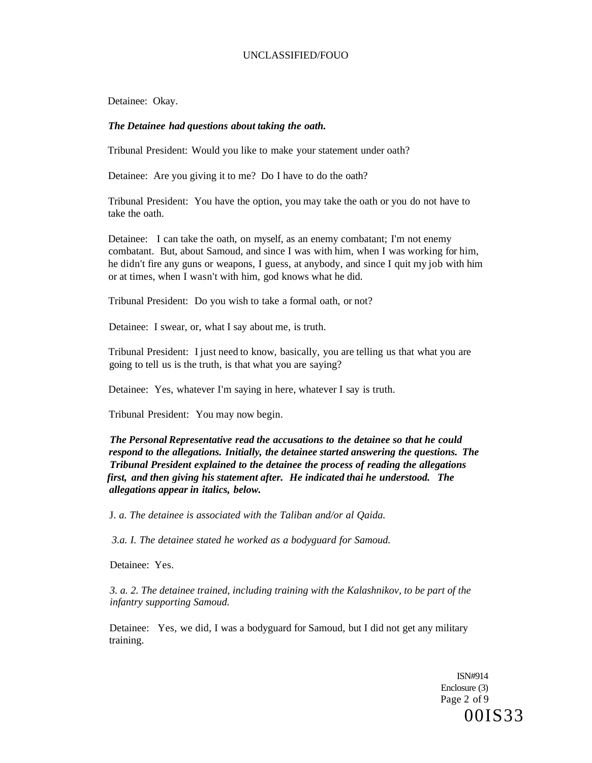Detainee: Okay.

***The Detainee had questions about taking the oath.***

Tribunal President: Would you like to make your statement under oath?

Detainee: Are you giving it to me? Do I have to do the oath?

Tribunal President: You have the option, you may take the oath or you do not have to take the oath.

Detainee: I can take the oath, on myself, as an enemy combatant; I'm not enemy combatant. But, about Samoud, and since I was with him, when I was working for him, he didn't fire any guns or weapons, I guess, at anybody, and since I quit my job with him or at times, when I wasn't with him, god knows what he did.

Tribunal President: Do you wish to take a formal oath, or not?

Detainee: I swear, or, what I say about me, is truth.

Tribunal President: I just need to know, basically, you are telling us that what you are going to tell us is the truth, is that what you are saying?

Detainee: Yes, whatever I'm saying in here, whatever I say is truth.

Tribunal President: You may now begin.

***The Personal Representative read the accusations to the detainee so that he could respond to the allegations. Initially, the detainee started answering the questions. The Tribunal President explained to the detainee the process of reading the allegations first, and then giving his statement after. He indicated thai he understood. The allegations appear in italics, below.***

J. *a. The detainee is associated with the Taliban and/or al Qaida.*

*3.a. I. The detainee stated he worked as a bodyguard for Samoud.*

Detainee: Yes.

*3. a. 2. The detainee trained, including training with the Kalashnikov, to be part of the infantry supporting Samoud.*

Detainee: Yes, we did, I was a bodyguard for Samoud, but I did not get any military training.

ISN#914
Enclosure (3)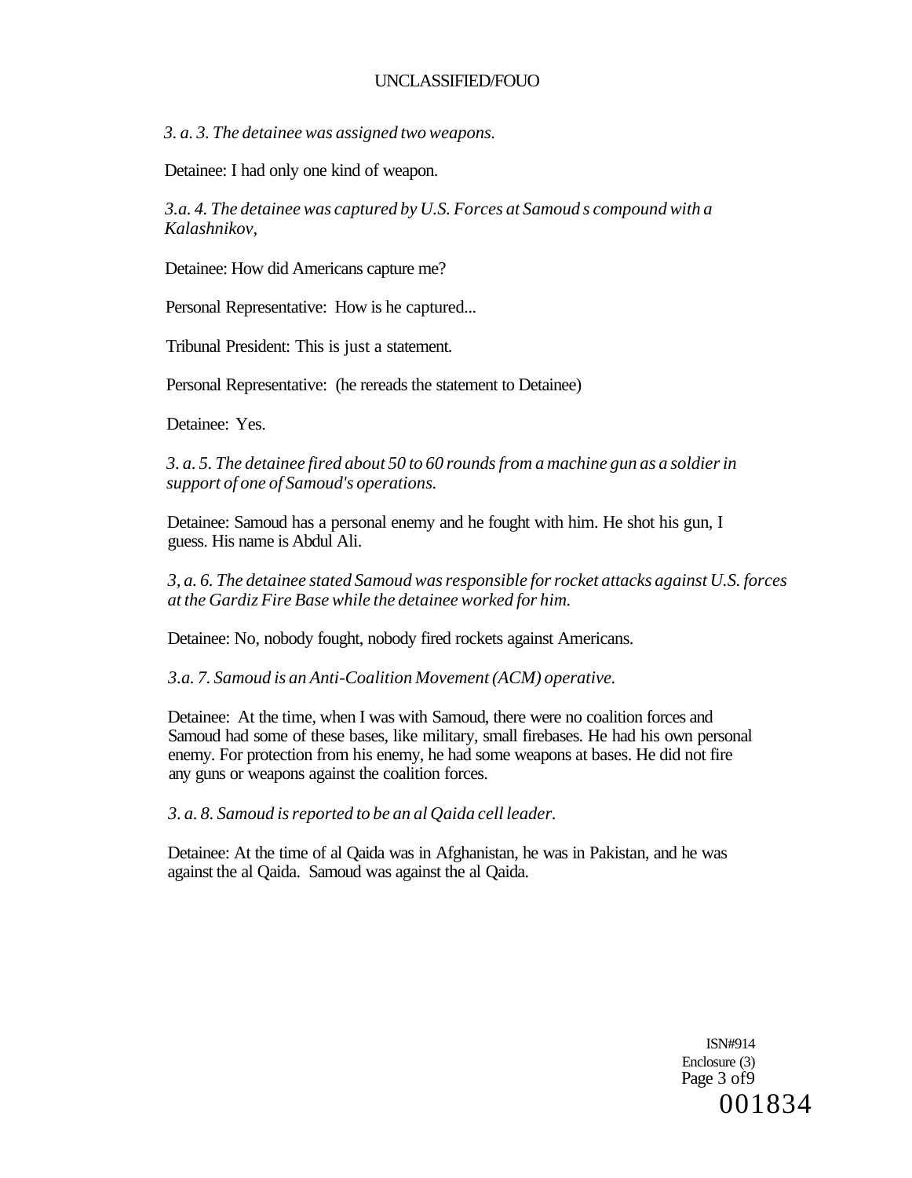*3. a. 3. The detainee was assigned two weapons.*

Detainee: I had only one kind of weapon.

*3.a. 4. The detainee was captured by U.S. Forces at Samoud s compound with a Kalashnikov,*

Detainee: How did Americans capture me?

Personal Representative: How is he captured...

Tribunal President: This is just a statement.

Personal Representative: (he rereads the statement to Detainee)

Detainee: Yes.

*3. a. 5. The detainee fired about 50 to 60 rounds from a machine gun as a soldier in support of one of Samoud's operations.*

Detainee: Samoud has a personal enemy and he fought with him. He shot his gun, I guess. His name is Abdul Ali.

*3, a. 6. The detainee stated Samoud was responsible for rocket attacks against U.S. forces at the Gardiz Fire Base while the detainee worked for him.*

Detainee: No, nobody fought, nobody fired rockets against Americans.

*3.a. 7. Samoud is an Anti-Coalition Movement (ACM) operative.*

Detainee: At the time, when I was with Samoud, there were no coalition forces and Samoud had some of these bases, like military, small firebases. He had his own personal enemy. For protection from his enemy, he had some weapons at bases. He did not fire any guns or weapons against the coalition forces.

*3. a. 8. Samoud is reported to be an al Qaida cell leader.*

Detainee: At the time of al Qaida was in Afghanistan, he was in Pakistan, and he was against the al Qaida. Samoud was against the al Qaida.

ISN#914
Enclosure (3)
Page 3 of9
001834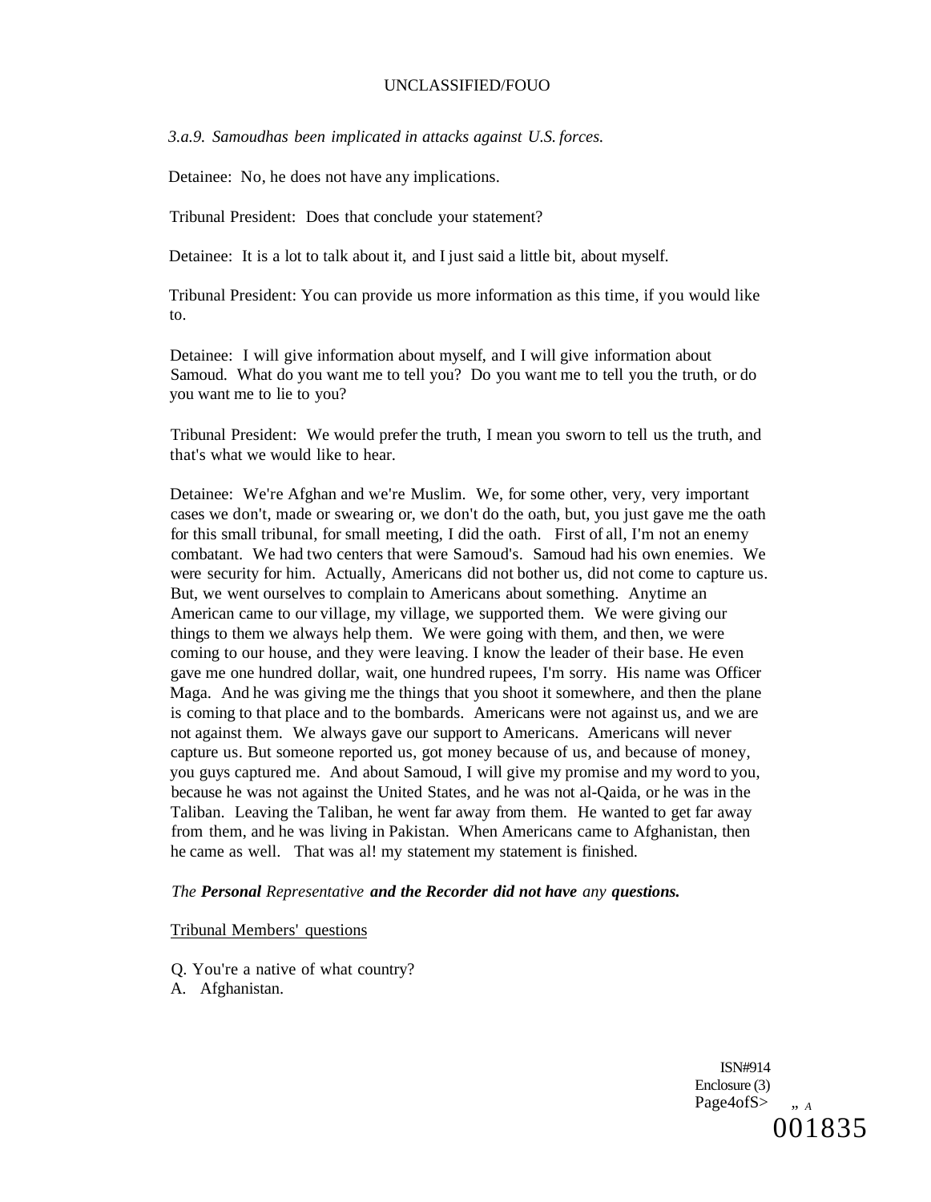*3.a.9. Samoudhas been implicated in attacks against U.S. forces.*

Detainee: No, he does not have any implications.

Tribunal President: Does that conclude your statement?

Detainee: It is a lot to talk about it, and I just said a little bit, about myself.

Tribunal President: You can provide us more information as this time, if you would like to.

Detainee: I will give information about myself, and I will give information about Samoud. What do you want me to tell you? Do you want me to tell you the truth, or do you want me to lie to you?

Tribunal President: We would prefer the truth, I mean you sworn to tell us the truth, and that's what we would like to hear.

Detainee: We're Afghan and we're Muslim. We, for some other, very, very important cases we don't, made or swearing or, we don't do the oath, but, you just gave me the oath for this small tribunal, for small meeting, I did the oath. First of all, I'm not an enemy combatant. We had two centers that were Samoud's. Samoud had his own enemies. We were security for him. Actually, Americans did not bother us, did not come to capture us. But, we went ourselves to complain to Americans about something. Anytime an American came to our village, my village, we supported them. We were giving our things to them we always help them. We were going with them, and then, we were coming to our house, and they were leaving. I know the leader of their base. He even gave me one hundred dollar, wait, one hundred rupees, I'm sorry. His name was Officer Maga. And he was giving me the things that you shoot it somewhere, and then the plane is coming to that place and to the bombards. Americans were not against us, and we are not against them. We always gave our support to Americans. Americans will never capture us. But someone reported us, got money because of us, and because of money, you guys captured me. And about Samoud, I will give my promise and my word to you, because he was not against the United States, and he was not al-Qaida, or he was in the Taliban. Leaving the Taliban, he went far away from them. He wanted to get far away from them, and he was living in Pakistan. When Americans came to Afghanistan, then he came as well. That was al! my statement my statement is finished.

*The **Personal** Representative **and the Recorder did not have** any **questions.***

Tribunal Members' questions

Q. You're a native of what country?
A. Afghanistan.

ISN#914
Enclosure (3)
Page4ofS>

001835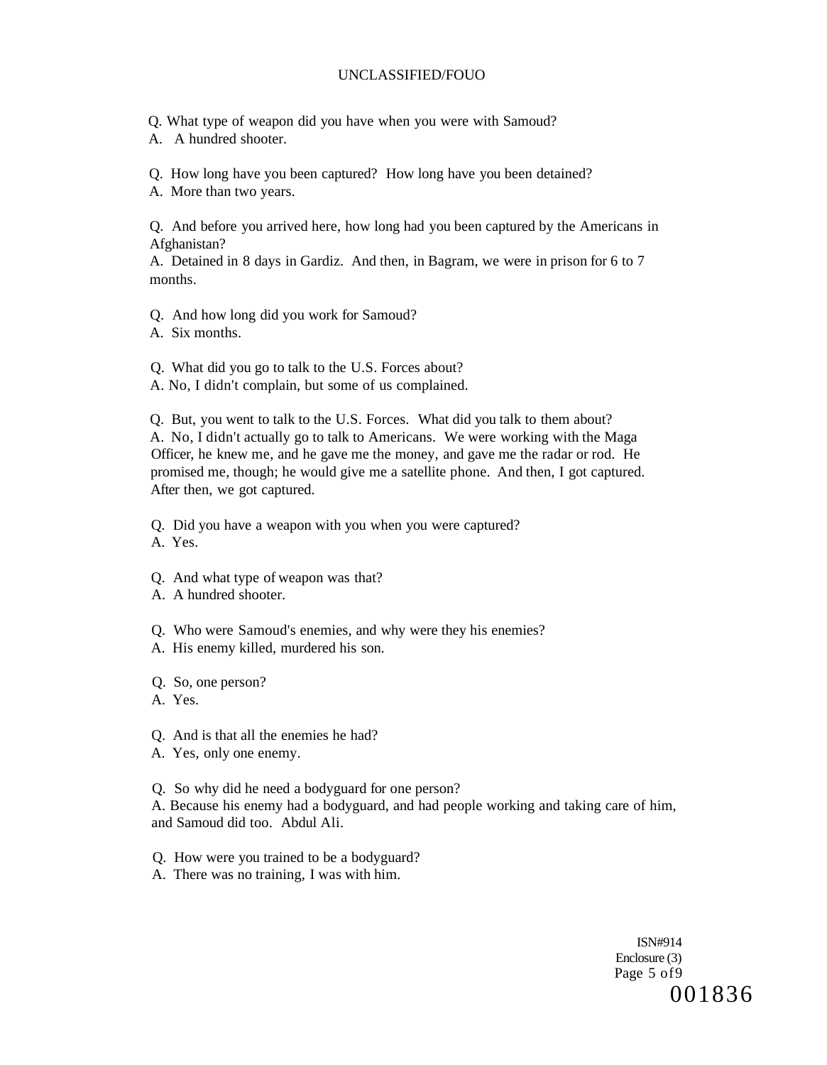Q. What type of weapon did you have when you were with Samoud?
A. A hundred shooter.

Q. How long have you been captured? How long have you been detained?
A. More than two years.

Q. And before you arrived here, how long had you been captured by the Americans in Afghanistan?
A. Detained in 8 days in Gardiz. And then, in Bagram, we were in prison for 6 to 7 months.

Q. And how long did you work for Samoud?
A. Six months.

Q. What did you go to talk to the U.S. Forces about?
A. No, I didn't complain, but some of us complained.

Q. But, you went to talk to the U.S. Forces. What did you talk to them about?
A. No, I didn't actually go to talk to Americans. We were working with the Maga Officer, he knew me, and he gave me the money, and gave me the radar or rod. He promised me, though; he would give me a satellite phone. And then, I got captured. After then, we got captured.

Q. Did you have a weapon with you when you were captured?
A. Yes.

Q. And what type of weapon was that?
A. A hundred shooter.

Q. Who were Samoud's enemies, and why were they his enemies?
A. His enemy killed, murdered his son.

Q. So, one person?
A. Yes.

Q. And is that all the enemies he had?
A. Yes, only one enemy.

Q. So why did he need a bodyguard for one person?
A. Because his enemy had a bodyguard, and had people working and taking care of him, and Samoud did too. Abdul Ali.

Q. How were you trained to be a bodyguard?
A. There was no training, I was with him.

ISN#914
Enclosure (3)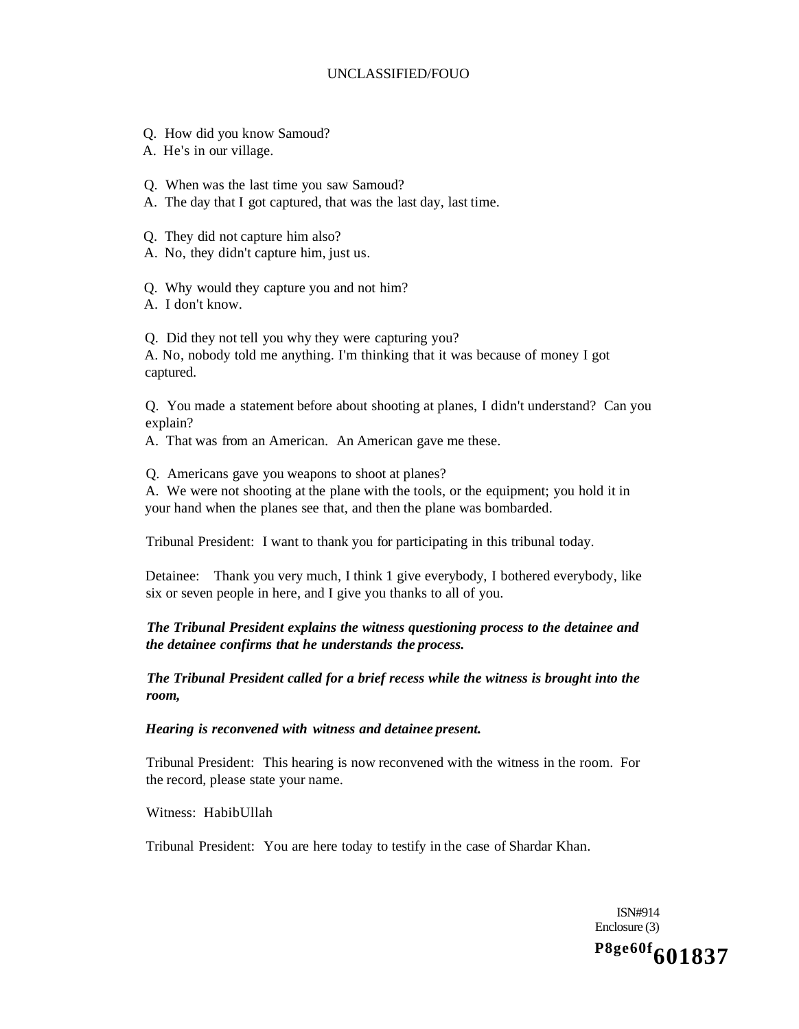Q. How did you know Samoud?
A. He's in our village.

Q. When was the last time you saw Samoud?
A. The day that I got captured, that was the last day, last time.

Q. They did not capture him also?
A. No, they didn't capture him, just us.

Q. Why would they capture you and not him?
A. I don't know.

Q. Did they not tell you why they were capturing you?
A. No, nobody told me anything. I'm thinking that it was because of money I got captured.

Q. You made a statement before about shooting at planes, I didn't understand? Can you explain?
A. That was from an American. An American gave me these.

Q. Americans gave you weapons to shoot at planes?
A. We were not shooting at the plane with the tools, or the equipment; you hold it in your hand when the planes see that, and then the plane was bombarded.

Tribunal President: I want to thank you for participating in this tribunal today.

Detainee: Thank you very much, I think 1 give everybody, I bothered everybody, like six or seven people in here, and I give you thanks to all of you.

***The Tribunal President explains the witness questioning process to the detainee and the detainee confirms that he understands the process.***

***The Tribunal President called for a brief recess while the witness is brought into the room,***

***Hearing is reconvened with witness and detainee present.***

Tribunal President: This hearing is now reconvened with the witness in the room. For the record, please state your name.

Witness: HabibUllah

Tribunal President: You are here today to testify in the case of Shardar Khan.

ISN#914
Enclosure (3)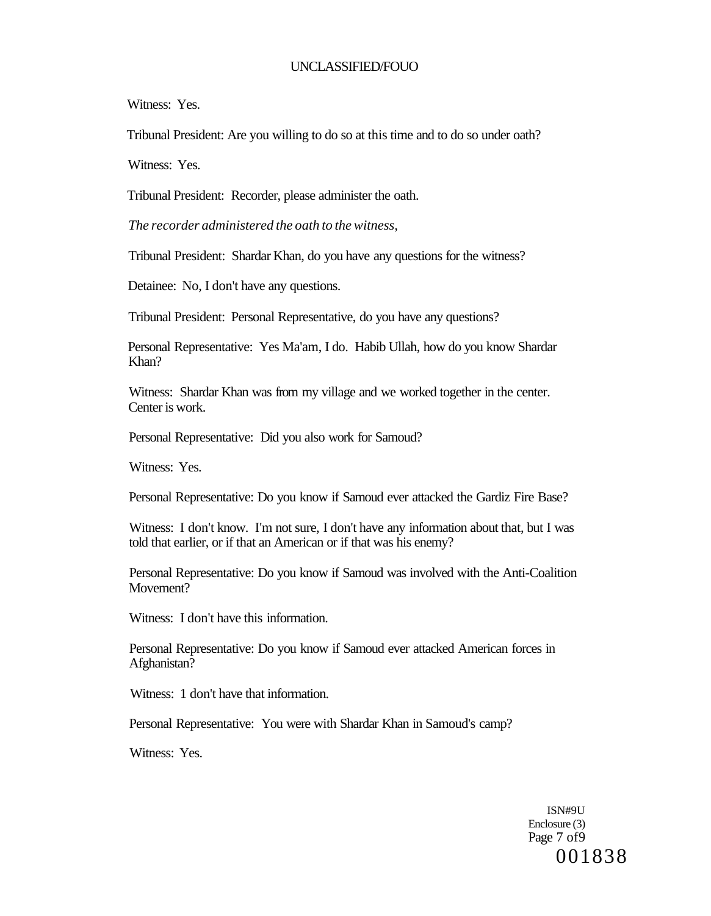Witness: Yes.

Tribunal President: Are you willing to do so at this time and to do so under oath?

Witness: Yes.

Tribunal President: Recorder, please administer the oath.

*The recorder administered the oath to the witness,*

Tribunal President: Shardar Khan, do you have any questions for the witness?

Detainee: No, I don't have any questions.

Tribunal President: Personal Representative, do you have any questions?

Personal Representative: Yes Ma'am, I do. Habib Ullah, how do you know Shardar Khan?

Witness: Shardar Khan was from my village and we worked together in the center. Center is work.

Personal Representative: Did you also work for Samoud?

Witness: Yes.

Personal Representative: Do you know if Samoud ever attacked the Gardiz Fire Base?

Witness: I don't know. I'm not sure, I don't have any information about that, but I was told that earlier, or if that an American or if that was his enemy?

Personal Representative: Do you know if Samoud was involved with the Anti-Coalition Movement?

Witness: I don't have this information.

Personal Representative: Do you know if Samoud ever attacked American forces in Afghanistan?

Witness: 1 don't have that information.

Personal Representative: You were with Shardar Khan in Samoud's camp?

Witness: Yes.

ISN#9U
Enclosure (3)
001838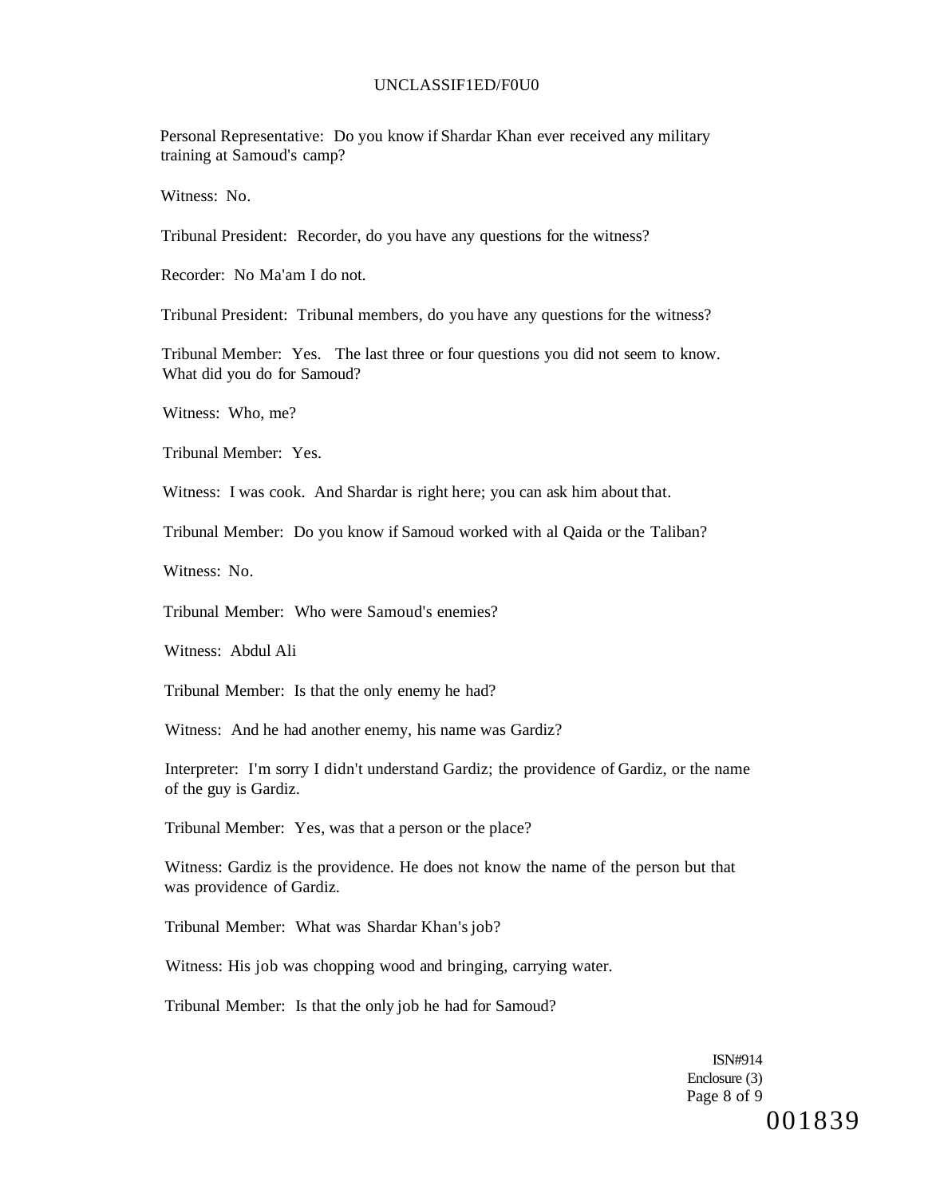Personal Representative: Do you know if Shardar Khan ever received any military training at Samoud's camp?

Witness: No.

Tribunal President: Recorder, do you have any questions for the witness?

Recorder: No Ma'am I do not.

Tribunal President: Tribunal members, do you have any questions for the witness?

Tribunal Member: Yes. The last three or four questions you did not seem to know. What did you do for Samoud?

Witness: Who, me?

Tribunal Member: Yes.

Witness: I was cook. And Shardar is right here; you can ask him about that.

Tribunal Member: Do you know if Samoud worked with al Qaida or the Taliban?

Witness: No.

Tribunal Member: Who were Samoud's enemies?

Witness: Abdul Ali

Tribunal Member: Is that the only enemy he had?

Witness: And he had another enemy, his name was Gardiz?

Interpreter: I'm sorry I didn't understand Gardiz; the providence of Gardiz, or the name of the guy is Gardiz.

Tribunal Member: Yes, was that a person or the place?

Witness: Gardiz is the providence. He does not know the name of the person but that was providence of Gardiz.

Tribunal Member: What was Shardar Khan's job?

Witness: His job was chopping wood and bringing, carrying water.

Tribunal Member: Is that the only job he had for Samoud?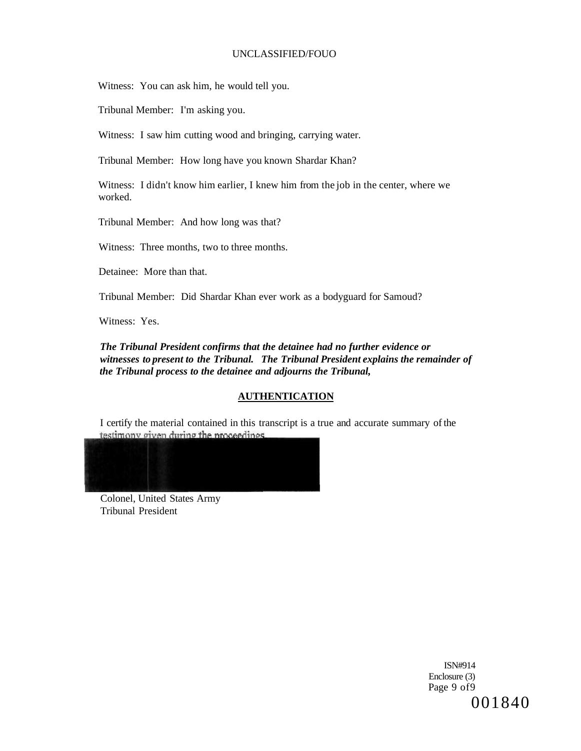Witness: You can ask him, he would tell you.

Tribunal Member: I'm asking you.

Witness: I saw him cutting wood and bringing, carrying water.

Tribunal Member: How long have you known Shardar Khan?

Witness: I didn't know him earlier, I knew him from the job in the center, where we worked.

Tribunal Member: And how long was that?

Witness: Three months, two to three months.

Detainee: More than that.

Tribunal Member: Did Shardar Khan ever work as a bodyguard for Samoud?

Witness: Yes.

***The Tribunal President confirms that the detainee had no further evidence or witnesses to present to the Tribunal. The Tribunal President explains the remainder of the Tribunal process to the detainee and adjourns the Tribunal,***

## AUTHENTICATION

I certify the material contained in this transcript is a true and accurate summary of the testimony given during the proceedings.

Colonel, United States Army
Tribunal President

ISN#914
Enclosure (3)

001840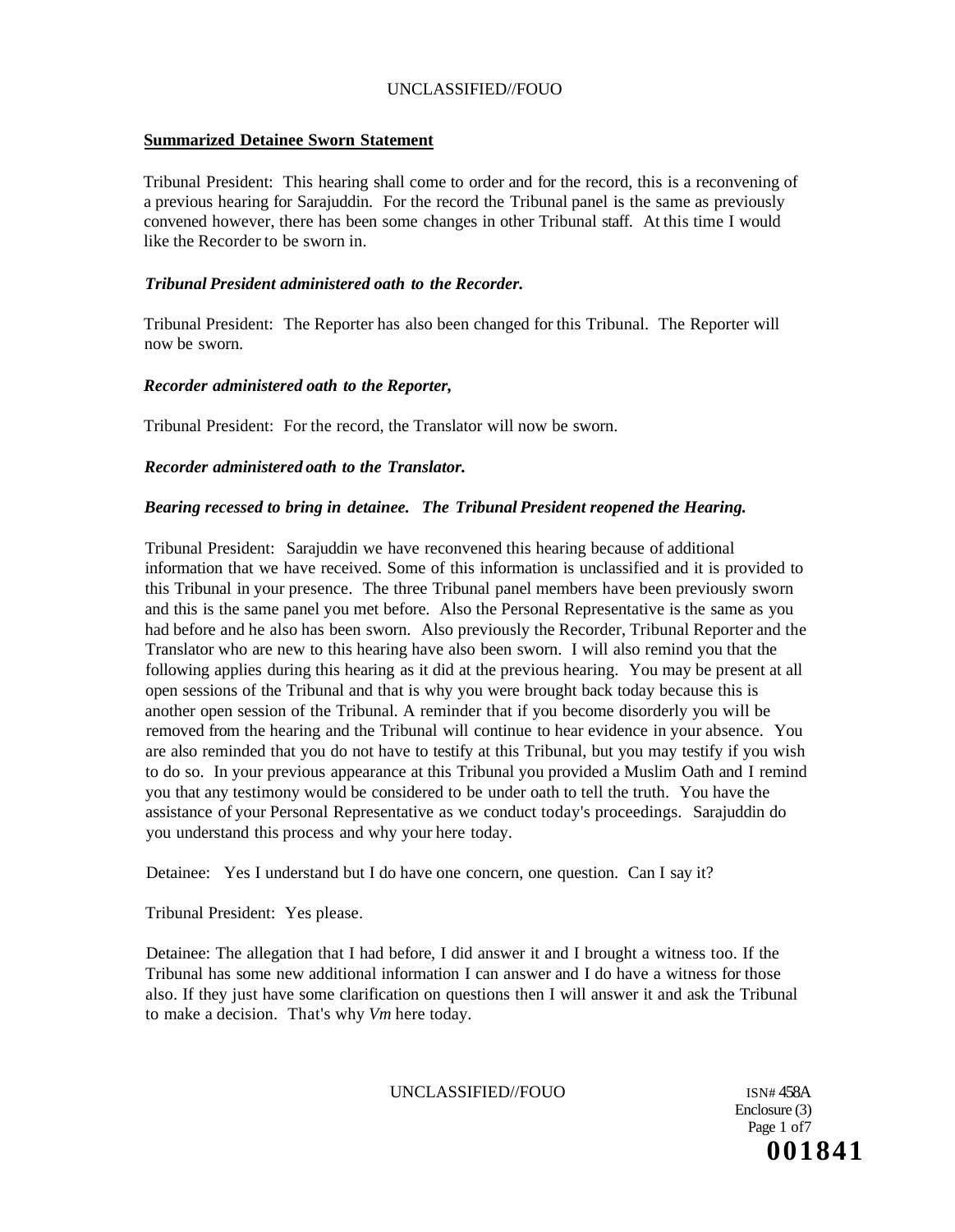**Summarized Detainee Sworn Statement**

Tribunal President: This hearing shall come to order and for the record, this is a reconvening of a previous hearing for Sarajuddin. For the record the Tribunal panel is the same as previously convened however, there has been some changes in other Tribunal staff. At this time I would like the Recorder to be sworn in.

***Tribunal President administered oath to the Recorder.***

Tribunal President: The Reporter has also been changed for this Tribunal. The Reporter will now be sworn.

***Recorder administered oath to the Reporter,***

Tribunal President: For the record, the Translator will now be sworn.

***Recorder administered oath to the Translator.***

***Bearing recessed to bring in detainee. The Tribunal President reopened the Hearing.***

Tribunal President: Sarajuddin we have reconvened this hearing because of additional information that we have received. Some of this information is unclassified and it is provided to this Tribunal in your presence. The three Tribunal panel members have been previously sworn and this is the same panel you met before. Also the Personal Representative is the same as you had before and he also has been sworn. Also previously the Recorder, Tribunal Reporter and the Translator who are new to this hearing have also been sworn. I will also remind you that the following applies during this hearing as it did at the previous hearing. You may be present at all open sessions of the Tribunal and that is why you were brought back today because this is another open session of the Tribunal. A reminder that if you become disorderly you will be removed from the hearing and the Tribunal will continue to hear evidence in your absence. You are also reminded that you do not have to testify at this Tribunal, but you may testify if you wish to do so. In your previous appearance at this Tribunal you provided a Muslim Oath and I remind you that any testimony would be considered to be under oath to tell the truth. You have the assistance of your Personal Representative as we conduct today's proceedings. Sarajuddin do you understand this process and why your here today.

Detainee: Yes I understand but I do have one concern, one question. Can I say it?

Tribunal President: Yes please.

Detainee: The allegation that I had before, I did answer it and I brought a witness too. If the Tribunal has some new additional information I can answer and I do have a witness for those also. If they just have some clarification on questions then I will answer it and ask the Tribunal to make a decision. That's why *Vm* here today.

ISN# 458A
Enclosure (3)
Page 1 of7
**001841**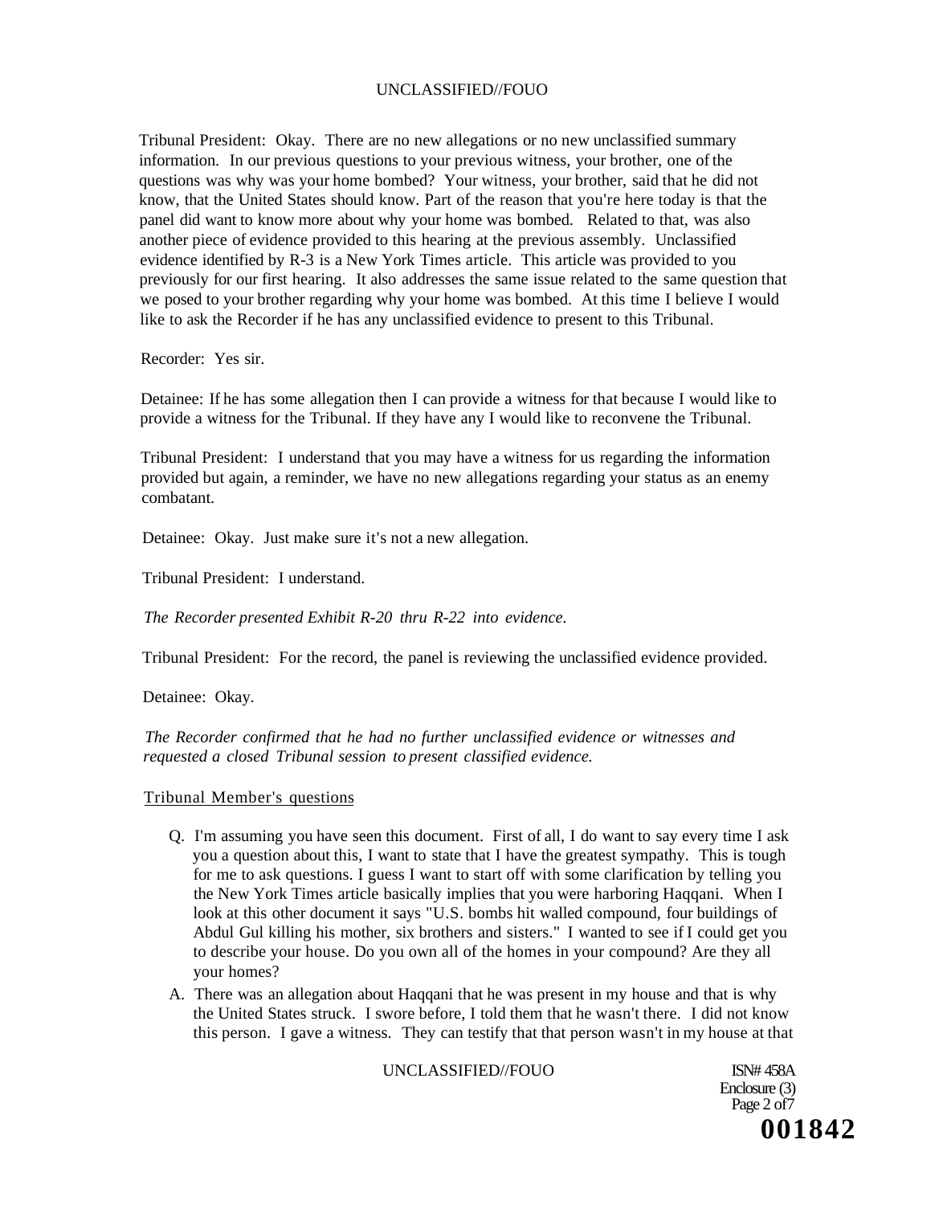Tribunal President: Okay. There are no new allegations or no new unclassified summary information. In our previous questions to your previous witness, your brother, one of the questions was why was your home bombed? Your witness, your brother, said that he did not know, that the United States should know. Part of the reason that you're here today is that the panel did want to know more about why your home was bombed. Related to that, was also another piece of evidence provided to this hearing at the previous assembly. Unclassified evidence identified by R-3 is a New York Times article. This article was provided to you previously for our first hearing. It also addresses the same issue related to the same question that we posed to your brother regarding why your home was bombed. At this time I believe I would like to ask the Recorder if he has any unclassified evidence to present to this Tribunal.

Recorder: Yes sir.

Detainee: If he has some allegation then I can provide a witness for that because I would like to provide a witness for the Tribunal. If they have any I would like to reconvene the Tribunal.

Tribunal President: I understand that you may have a witness for us regarding the information provided but again, a reminder, we have no new allegations regarding your status as an enemy combatant.

Detainee: Okay. Just make sure it's not a new allegation.

Tribunal President: I understand.

*The Recorder presented Exhibit R-20 thru R-22 into evidence.*

Tribunal President: For the record, the panel is reviewing the unclassified evidence provided.

Detainee: Okay.

*The Recorder confirmed that he had no further unclassified evidence or witnesses and requested a closed Tribunal session to present classified evidence.*

Tribunal Member's questions

- Q. I'm assuming you have seen this document. First of all, I do want to say every time I ask you a question about this, I want to state that I have the greatest sympathy. This is tough for me to ask questions. I guess I want to start off with some clarification by telling you the New York Times article basically implies that you were harboring Haqqani. When I look at this other document it says "U.S. bombs hit walled compound, four buildings of Abdul Gul killing his mother, six brothers and sisters." I wanted to see if I could get you to describe your house. Do you own all of the homes in your compound? Are they all your homes?
- A. There was an allegation about Haqqani that he was present in my house and that is why the United States struck. I swore before, I told them that he wasn't there. I did not know this person. I gave a witness. They can testify that that person wasn't in my house at that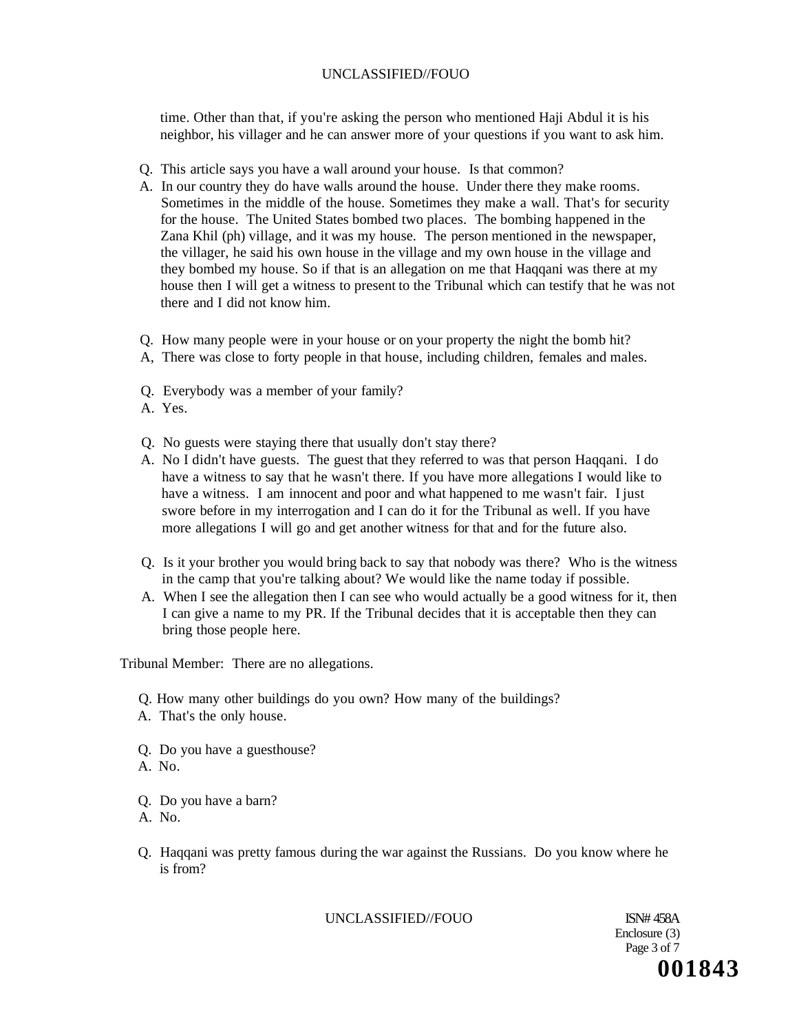time. Other than that, if you're asking the person who mentioned Haji Abdul it is his neighbor, his villager and he can answer more of your questions if you want to ask him.

Q. This article says you have a wall around your house. Is that common?

A. In our country they do have walls around the house. Under there they make rooms. Sometimes in the middle of the house. Sometimes they make a wall. That's for security for the house. The United States bombed two places. The bombing happened in the Zana Khil (ph) village, and it was my house. The person mentioned in the newspaper, the villager, he said his own house in the village and my own house in the village and they bombed my house. So if that is an allegation on me that Haqqani was there at my house then I will get a witness to present to the Tribunal which can testify that he was not there and I did not know him.

Q. How many people were in your house or on your property the night the bomb hit?

A, There was close to forty people in that house, including children, females and males.

Q. Everybody was a member of your family?

A. Yes.

Q. No guests were staying there that usually don't stay there?

A. No I didn't have guests. The guest that they referred to was that person Haqqani. I do have a witness to say that he wasn't there. If you have more allegations I would like to have a witness. I am innocent and poor and what happened to me wasn't fair. I just swore before in my interrogation and I can do it for the Tribunal as well. If you have more allegations I will go and get another witness for that and for the future also.

Q. Is it your brother you would bring back to say that nobody was there? Who is the witness in the camp that you're talking about? We would like the name today if possible.

A. When I see the allegation then I can see who would actually be a good witness for it, then I can give a name to my PR. If the Tribunal decides that it is acceptable then they can bring those people here.

Tribunal Member: There are no allegations.

Q. How many other buildings do you own? How many of the buildings?

A. That's the only house.

Q. Do you have a guesthouse?

A. No.

Q. Do you have a barn?

A. No.

Q. Haqqani was pretty famous during the war against the Russians. Do you know where he is from?

ISN# 458A
Enclosure (3)

001843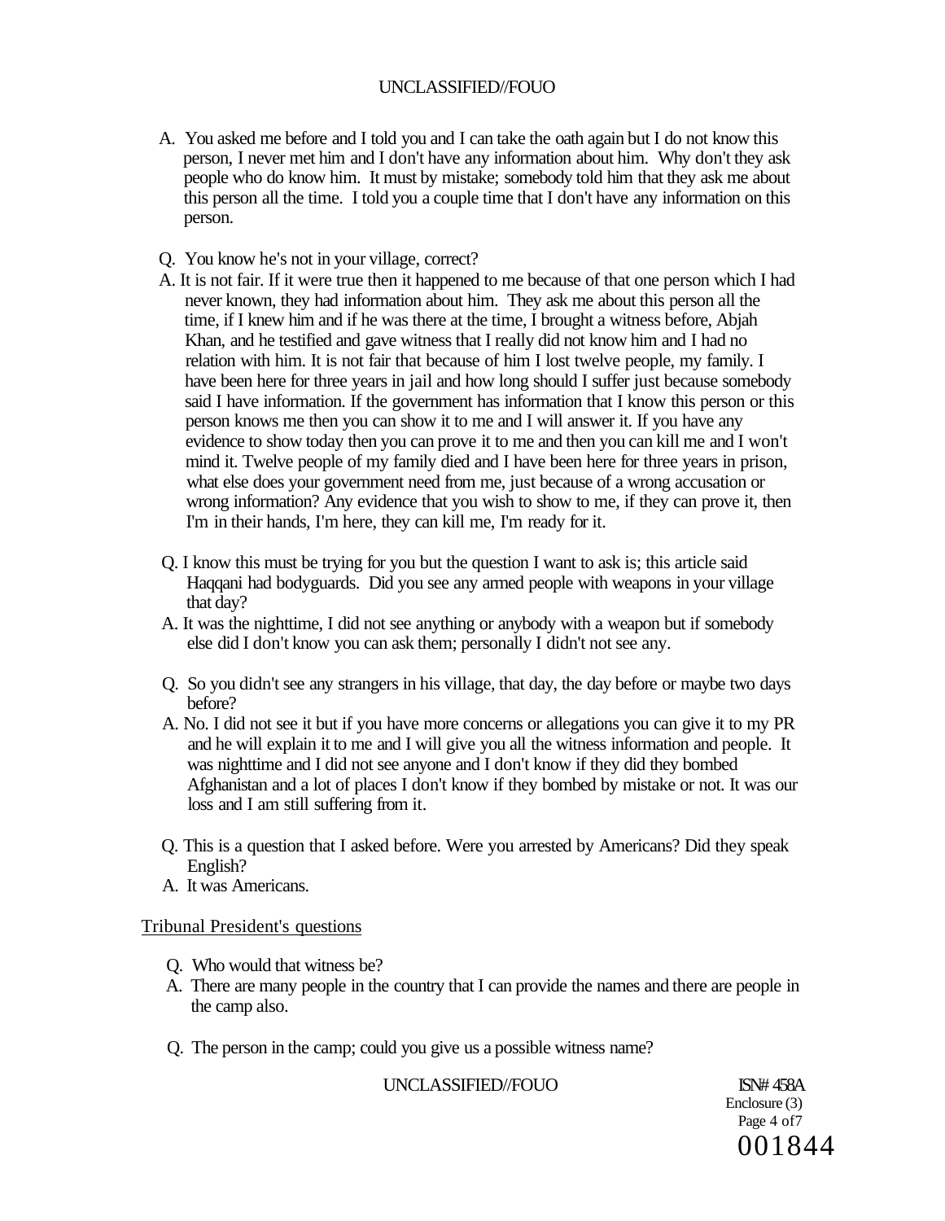A. You asked me before and I told you and I can take the oath again but I do not know this person, I never met him and I don't have any information about him. Why don't they ask people who do know him. It must by mistake; somebody told him that they ask me about this person all the time. I told you a couple time that I don't have any information on this person.

Q. You know he's not in your village, correct?

A. It is not fair. If it were true then it happened to me because of that one person which I had never known, they had information about him. They ask me about this person all the time, if I knew him and if he was there at the time, I brought a witness before, Abjah Khan, and he testified and gave witness that I really did not know him and I had no relation with him. It is not fair that because of him I lost twelve people, my family. I have been here for three years in jail and how long should I suffer just because somebody said I have information. If the government has information that I know this person or this person knows me then you can show it to me and I will answer it. If you have any evidence to show today then you can prove it to me and then you can kill me and I won't mind it. Twelve people of my family died and I have been here for three years in prison, what else does your government need from me, just because of a wrong accusation or wrong information? Any evidence that you wish to show to me, if they can prove it, then I'm in their hands, I'm here, they can kill me, I'm ready for it.

Q. I know this must be trying for you but the question I want to ask is; this article said Haqqani had bodyguards. Did you see any armed people with weapons in your village that day?

A. It was the nighttime, I did not see anything or anybody with a weapon but if somebody else did I don't know you can ask them; personally I didn't not see any.

Q. So you didn't see any strangers in his village, that day, the day before or maybe two days before?

A. No. I did not see it but if you have more concerns or allegations you can give it to my PR and he will explain it to me and I will give you all the witness information and people. It was nighttime and I did not see anyone and I don't know if they did they bombed Afghanistan and a lot of places I don't know if they bombed by mistake or not. It was our loss and I am still suffering from it.

Q. This is a question that I asked before. Were you arrested by Americans? Did they speak English?

A. It was Americans.

Tribunal President's questions

Q. Who would that witness be?

A. There are many people in the country that I can provide the names and there are people in the camp also.

Q. The person in the camp; could you give us a possible witness name?

ISN# 458A
Enclosure (3)

001844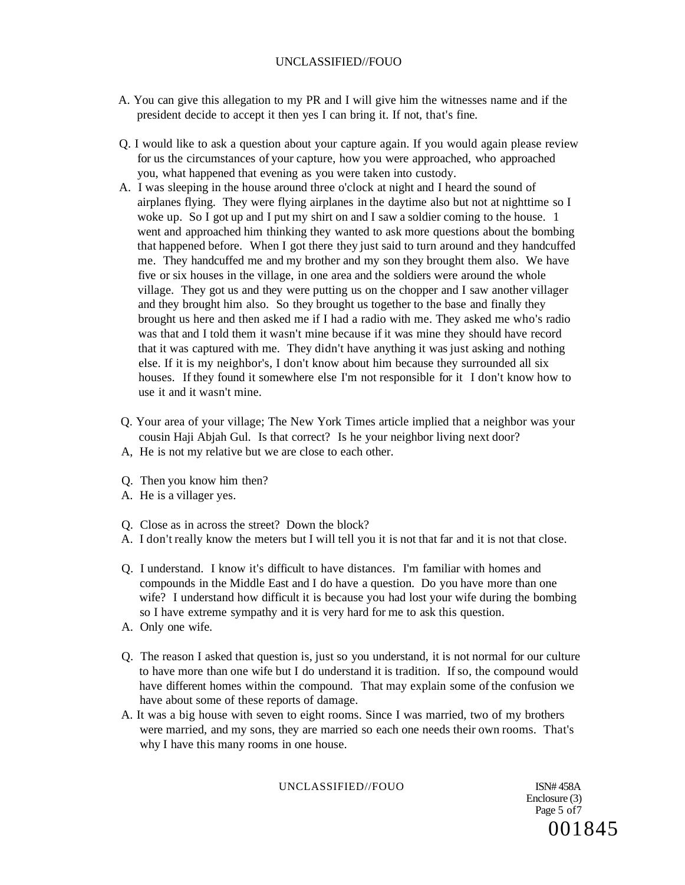A. You can give this allegation to my PR and I will give him the witnesses name and if the president decide to accept it then yes I can bring it. If not, that's fine.

Q. I would like to ask a question about your capture again. If you would again please review for us the circumstances of your capture, how you were approached, who approached you, what happened that evening as you were taken into custody.

A. I was sleeping in the house around three o'clock at night and I heard the sound of airplanes flying. They were flying airplanes in the daytime also but not at nighttime so I woke up. So I got up and I put my shirt on and I saw a soldier coming to the house. 1 went and approached him thinking they wanted to ask more questions about the bombing that happened before. When I got there they just said to turn around and they handcuffed me. They handcuffed me and my brother and my son they brought them also. We have five or six houses in the village, in one area and the soldiers were around the whole village. They got us and they were putting us on the chopper and I saw another villager and they brought him also. So they brought us together to the base and finally they brought us here and then asked me if I had a radio with me. They asked me who's radio was that and I told them it wasn't mine because if it was mine they should have record that it was captured with me. They didn't have anything it was just asking and nothing else. If it is my neighbor's, I don't know about him because they surrounded all six houses. If they found it somewhere else I'm not responsible for it I don't know how to use it and it wasn't mine.

Q. Your area of your village; The New York Times article implied that a neighbor was your cousin Haji Abjah Gul. Is that correct? Is he your neighbor living next door?

A, He is not my relative but we are close to each other.

Q. Then you know him then?

A. He is a villager yes.

Q. Close as in across the street? Down the block?

A. I don't really know the meters but I will tell you it is not that far and it is not that close.

Q. I understand. I know it's difficult to have distances. I'm familiar with homes and compounds in the Middle East and I do have a question. Do you have more than one wife? I understand how difficult it is because you had lost your wife during the bombing so I have extreme sympathy and it is very hard for me to ask this question.

A. Only one wife.

Q. The reason I asked that question is, just so you understand, it is not normal for our culture to have more than one wife but I do understand it is tradition. If so, the compound would have different homes within the compound. That may explain some of the confusion we have about some of these reports of damage.

A. It was a big house with seven to eight rooms. Since I was married, two of my brothers were married, and my sons, they are married so each one needs their own rooms. That's why I have this many rooms in one house.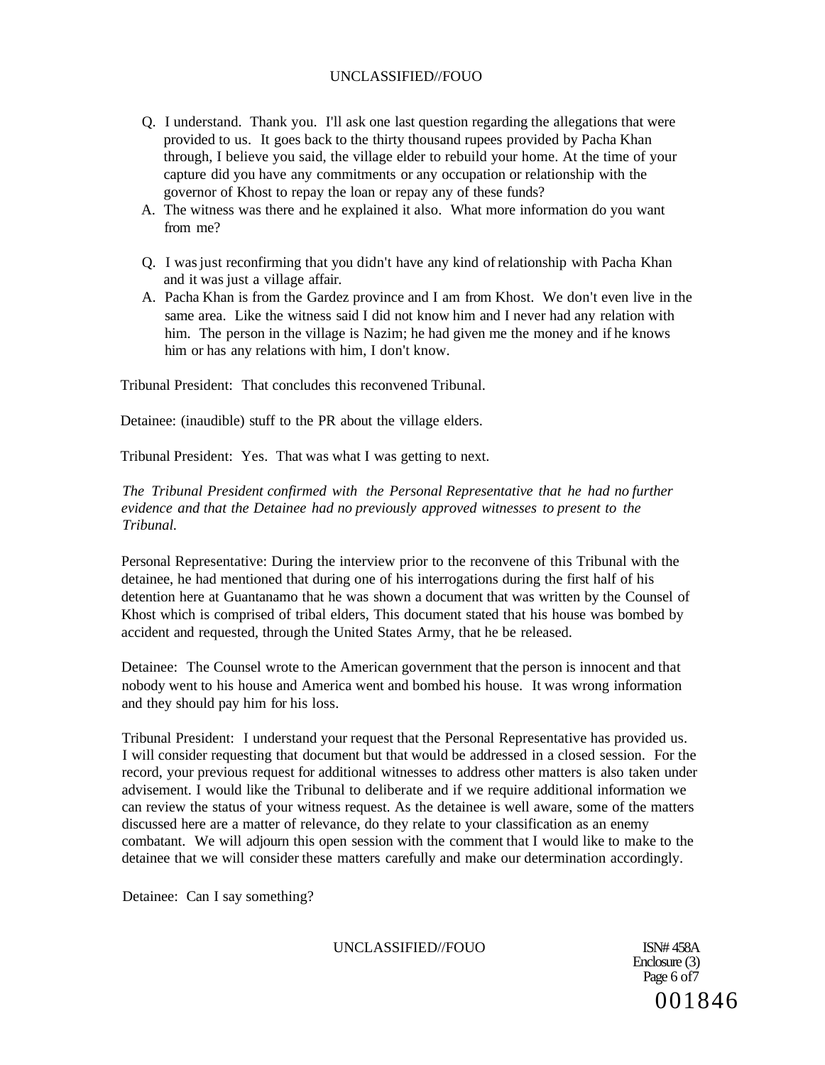Q. I understand. Thank you. I'll ask one last question regarding the allegations that were provided to us. It goes back to the thirty thousand rupees provided by Pacha Khan through, I believe you said, the village elder to rebuild your home. At the time of your capture did you have any commitments or any occupation or relationship with the governor of Khost to repay the loan or repay any of these funds?

A. The witness was there and he explained it also. What more information do you want from me?

Q. I was just reconfirming that you didn't have any kind of relationship with Pacha Khan and it was just a village affair.

A. Pacha Khan is from the Gardez province and I am from Khost. We don't even live in the same area. Like the witness said I did not know him and I never had any relation with him. The person in the village is Nazim; he had given me the money and if he knows him or has any relations with him, I don't know.

Tribunal President: That concludes this reconvened Tribunal.

Detainee: (inaudible) stuff to the PR about the village elders.

Tribunal President: Yes. That was what I was getting to next.

*The Tribunal President confirmed with the Personal Representative that he had no further evidence and that the Detainee had no previously approved witnesses to present to the Tribunal.*

Personal Representative: During the interview prior to the reconvene of this Tribunal with the detainee, he had mentioned that during one of his interrogations during the first half of his detention here at Guantanamo that he was shown a document that was written by the Counsel of Khost which is comprised of tribal elders, This document stated that his house was bombed by accident and requested, through the United States Army, that he be released.

Detainee: The Counsel wrote to the American government that the person is innocent and that nobody went to his house and America went and bombed his house. It was wrong information and they should pay him for his loss.

Tribunal President: I understand your request that the Personal Representative has provided us. I will consider requesting that document but that would be addressed in a closed session. For the record, your previous request for additional witnesses to address other matters is also taken under advisement. I would like the Tribunal to deliberate and if we require additional information we can review the status of your witness request. As the detainee is well aware, some of the matters discussed here are a matter of relevance, do they relate to your classification as an enemy combatant. We will adjourn this open session with the comment that I would like to make to the detainee that we will consider these matters carefully and make our determination accordingly.

Detainee: Can I say something?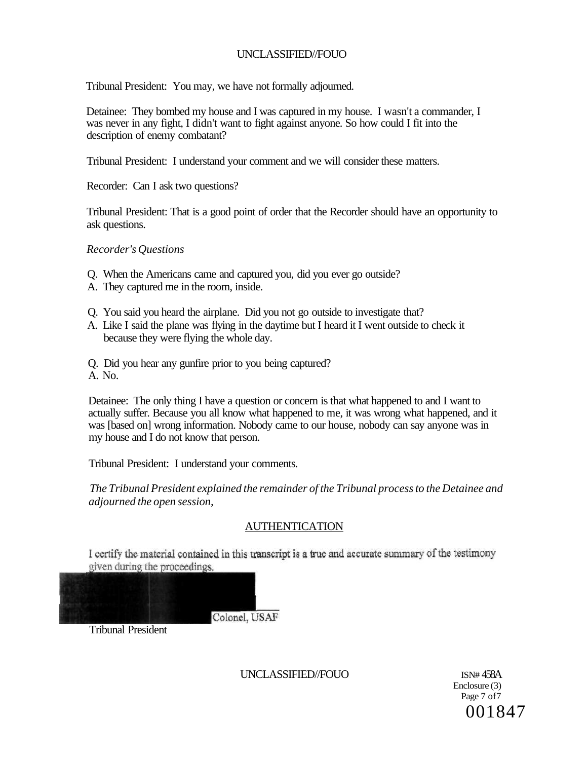Tribunal President: You may, we have not formally adjourned.

Detainee: They bombed my house and I was captured in my house. I wasn't a commander, I was never in any fight, I didn't want to fight against anyone. So how could I fit into the description of enemy combatant?

Tribunal President: I understand your comment and we will consider these matters.

Recorder: Can I ask two questions?

Tribunal President: That is a good point of order that the Recorder should have an opportunity to ask questions.

*Recorder's Questions*

Q. When the Americans came and captured you, did you ever go outside?
A. They captured me in the room, inside.

Q. You said you heard the airplane. Did you not go outside to investigate that?
A. Like I said the plane was flying in the daytime but I heard it I went outside to check it because they were flying the whole day.

Q. Did you hear any gunfire prior to you being captured?
A. No.

Detainee: The only thing I have a question or concern is that what happened to and I want to actually suffer. Because you all know what happened to me, it was wrong what happened, and it was [based on] wrong information. Nobody came to our house, nobody can say anyone was in my house and I do not know that person.

Tribunal President: I understand your comments.

*The Tribunal President explained the remainder of the Tribunal process to the Detainee and adjourned the open session,*

## AUTHENTICATION

I certify the material contained in this transcript is a true and accurate summary of the testimony given during the proceedings.

Colonel, USAF
Tribunal President

ISN# 458A
Enclosure (3)